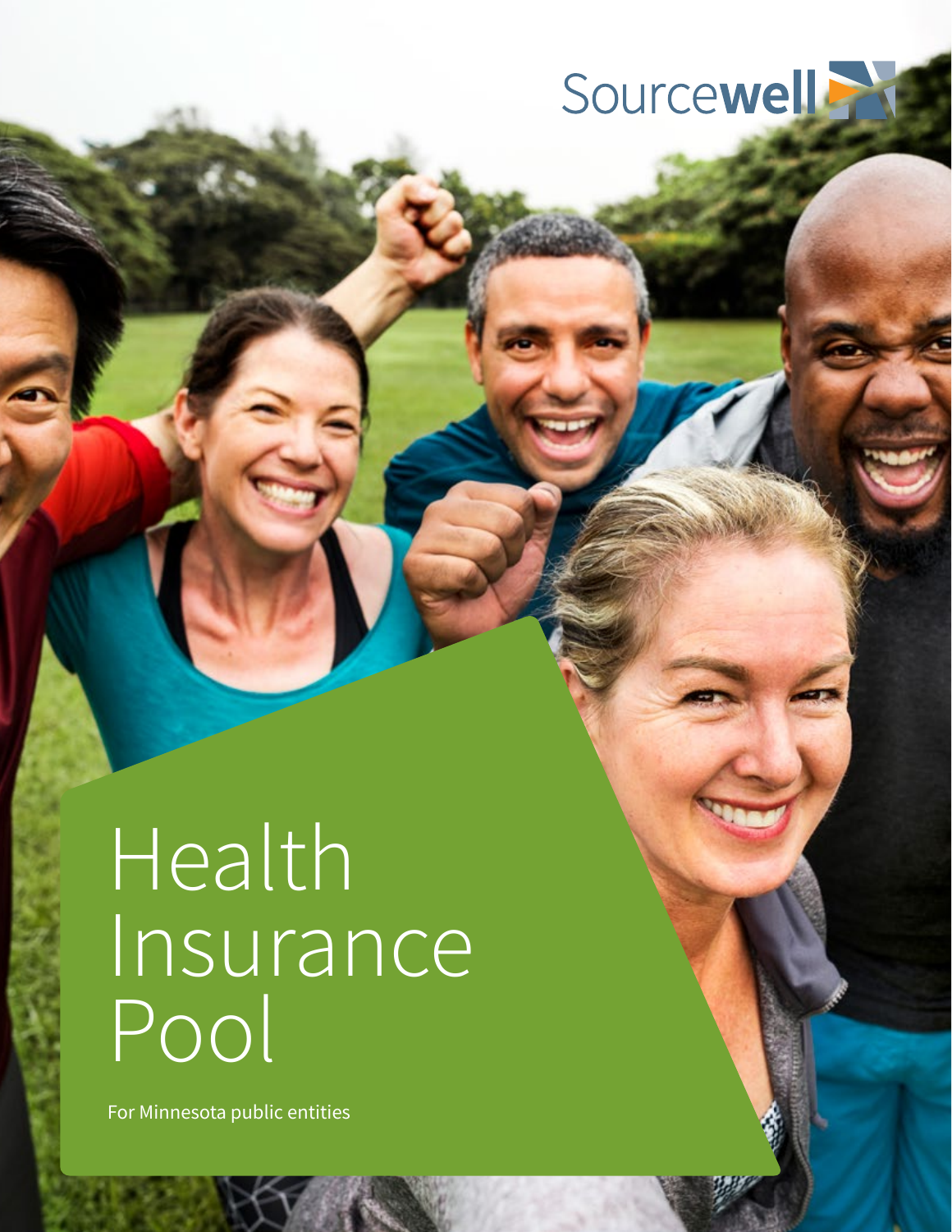Sourcewell

# Health Insurance Pool

For Minnesota public entities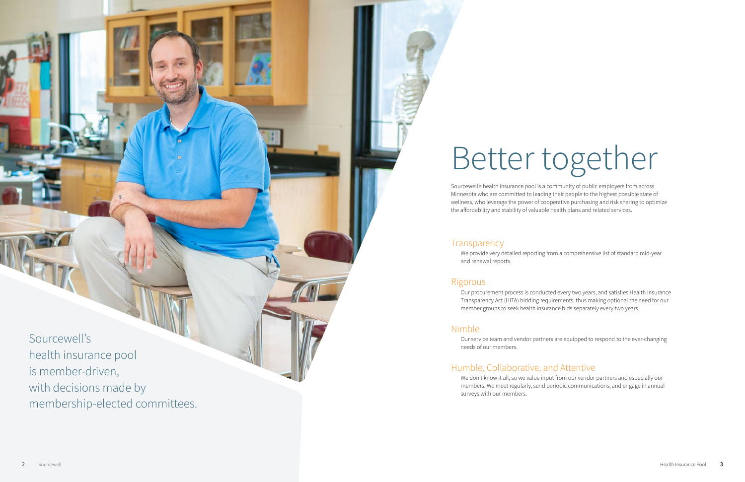Sourcewell's health insurance pool is member-driven, with decisions made by membership-elected committees.

# Better together

Sourcewell's health insurance pool is a community of public employers from across Minnesota who are committed to leading their people to the highest possible state of wellness, who leverage the power of cooperative purchasing and risk sharing to optimize the affordability and stability of valuable health plans and related services.

## Transparency

We provide very detailed reporting from a comprehensive list of standard mid-year and renewal reports.

## Rigorous

Our procurement process is conducted every two years, and satisfies Health Insurance Transparency Act (HITA) bidding requirements, thus making optional the need for our member groups to seek health insurance bids separately every two years.

## Nimble

Our service team and vendor partners are equipped to respond to the ever-changing needs of our members.

## Humble, Collaborative, and Attentive

We don't know it all, so we value input from our vendor partners and especially our members. We meet regularly, send periodic communications, and engage in annual surveys with our members.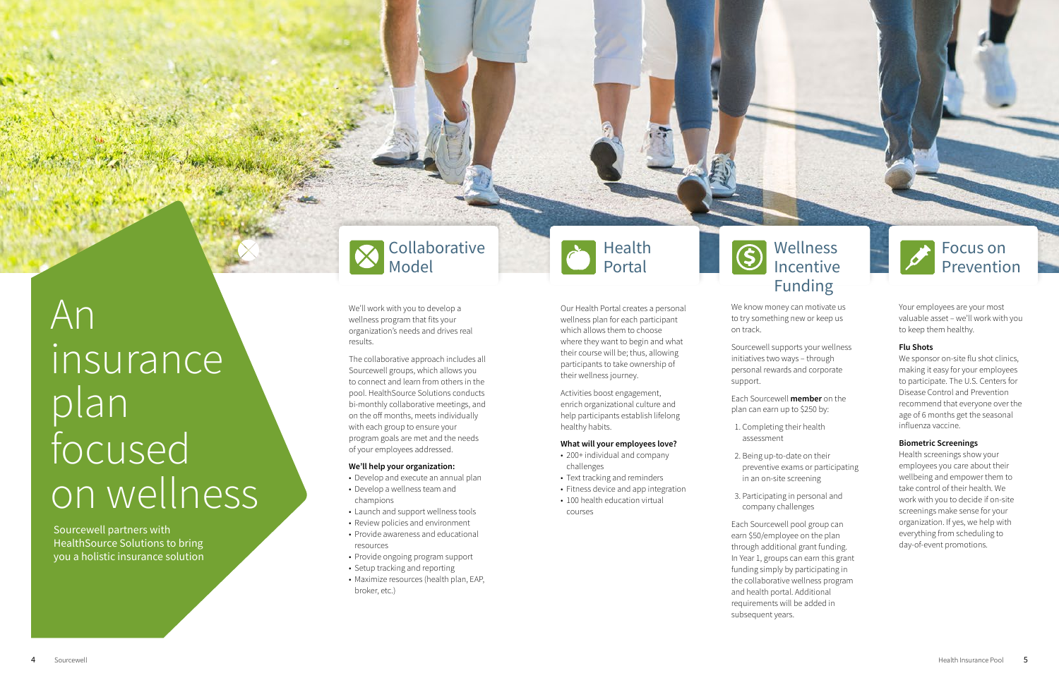# An insurance plan focused on wellness

Sourcewell partners with HealthSource Solutions to bring you a holistic insurance solution

## Collaborative Model

We'll work with you to develop a wellness program that fits your organization's needs and drives real results.

The collaborative approach includes all Sourcewell groups, which allows you to connect and learn from others in the pool. HealthSource Solutions conducts bi-monthly collaborative meetings, and on the off months, meets individually with each group to ensure your program goals are met and the needs of your employees addressed.

**We'll help your organization:**

- Develop and execute an annual plan
- Develop a wellness team and champions
- Launch and support wellness tools
- Review policies and environment
- Provide awareness and educational resources
- Provide ongoing program support
- Setup tracking and reporting
- Maximize resources (health plan, EAP, broker, etc.)

## Health Portal

Our Health Portal creates a personal wellness plan for each participant which allows them to choose where they want to begin and what their course will be; thus, allowing participants to take ownership of their wellness journey.

Activities boost engagement, enrich organizational culture and help participants establish lifelong healthy habits.

**What will your employees love?**

- 200+ individual and company challenges
- Text tracking and reminders
- Fitness device and app integration
- 100 health education virtual courses

## Wellness Incentive Funding

We know money can motivate us to try something new or keep us on track.

Sourcewell supports your wellness initiatives two ways – through personal rewards and corporate support.

Each Sourcewell **member** on the plan can earn up to $250 by:

1. Completing their health assessment
2. Being up-to-date on their preventive exams or participating in an on-site screening
3. Participating in personal and company challenges

Each Sourcewell pool group can earn $50/employee on the plan through additional grant funding. In Year 1, groups can earn this grant funding simply by participating in the collaborative wellness program and health portal. Additional requirements will be added in subsequent years.

## Focus on Prevention

Your employees are your most valuable asset – we'll work with you to keep them healthy.

**Flu Shots**

We sponsor on-site flu shot clinics, making it easy for your employees to participate. The U.S. Centers for Disease Control and Prevention recommend that everyone over the age of 6 months get the seasonal influenza vaccine.

**Biometric Screenings**

Health screenings show your employees you care about their wellbeing and empower them to take control of their health. We work with you to decide if on-site screenings make sense for your organization. If yes, we help with everything from scheduling to day-of-event promotions.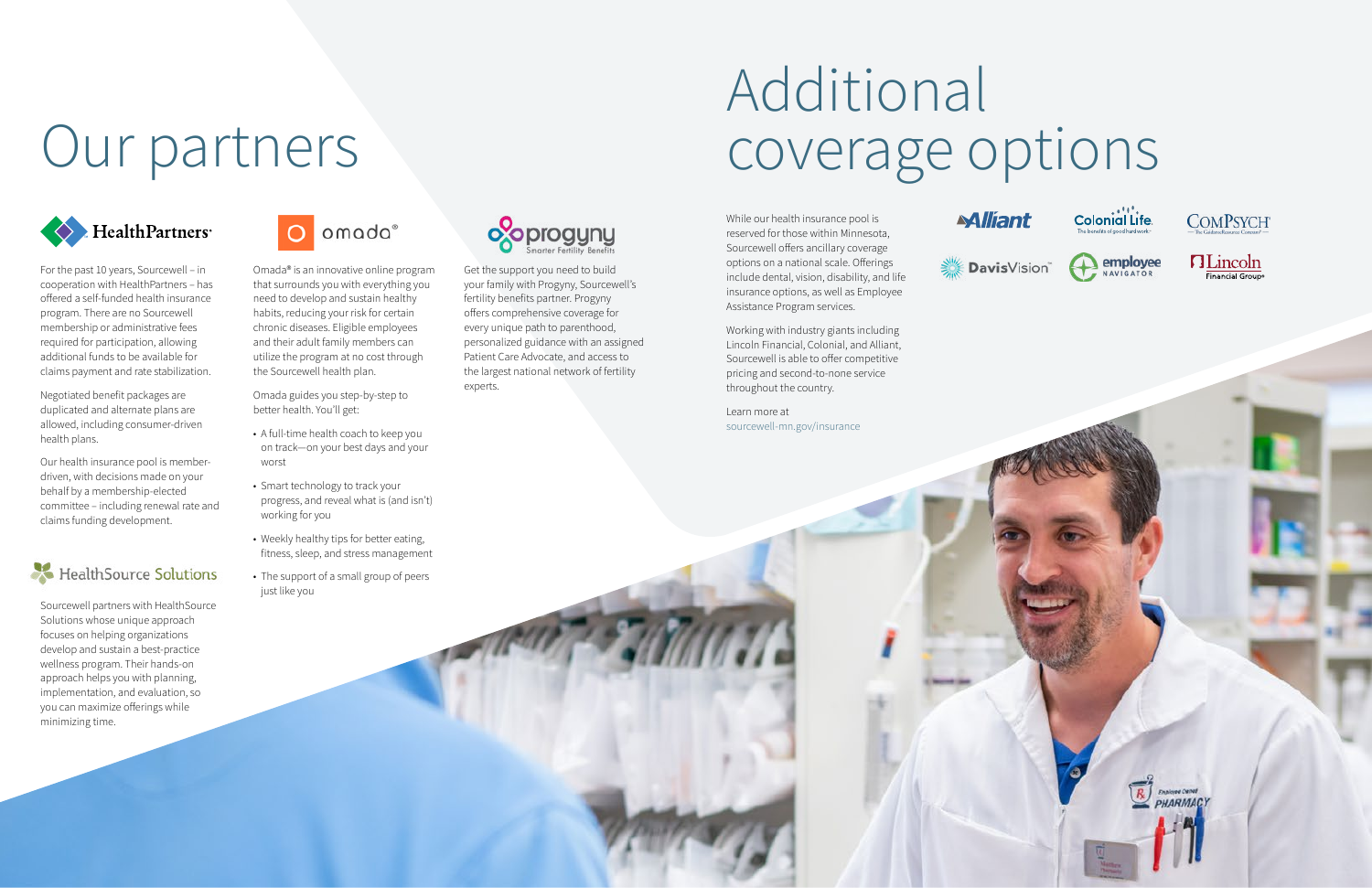# Our partners

## HealthPartners

For the past 10 years, Sourcewell – in cooperation with HealthPartners – has offered a self-funded health insurance program. There are no Sourcewell membership or administrative fees required for participation, allowing additional funds to be available for claims payment and rate stabilization.

Negotiated benefit packages are duplicated and alternate plans are allowed, including consumer-driven health plans.

Our health insurance pool is member-driven, with decisions made on your behalf by a membership-elected committee – including renewal rate and claims funding development.

## HealthSource Solutions

Sourcewell partners with HealthSource Solutions whose unique approach focuses on helping organizations develop and sustain a best-practice wellness program. Their hands-on approach helps you with planning, implementation, and evaluation, so you can maximize offerings while minimizing time.

## omada

Omada® is an innovative online program that surrounds you with everything you need to develop and sustain healthy habits, reducing your risk for certain chronic diseases. Eligible employees and their adult family members can utilize the program at no cost through the Sourcewell health plan.

Omada guides you step-by-step to better health. You'll get:

- A full-time health coach to keep you on track—on your best days and your worst
- Smart technology to track your progress, and reveal what is (and isn't) working for you
- Weekly healthy tips for better eating, fitness, sleep, and stress management
- The support of a small group of peers just like you

## progyny

Smarter Fertility Benefits

Get the support you need to build your family with Progyny, Sourcewell's fertility benefits partner. Progyny offers comprehensive coverage for every unique path to parenthood, personalized guidance with an assigned Patient Care Advocate, and access to the largest national network of fertility experts.

# Additional coverage options

While our health insurance pool is reserved for those within Minnesota, Sourcewell offers ancillary coverage options on a national scale. Offerings include dental, vision, disability, and life insurance options, as well as Employee Assistance Program services.

Working with industry giants including Lincoln Financial, Colonial, and Alliant, Sourcewell is able to offer competitive pricing and second-to-none service throughout the country.

Learn more at sourcewell-mn.gov/insurance

Alliant | Colonial Life | ComPsych | DavisVision | employee NAVIGATOR | Lincoln Financial Group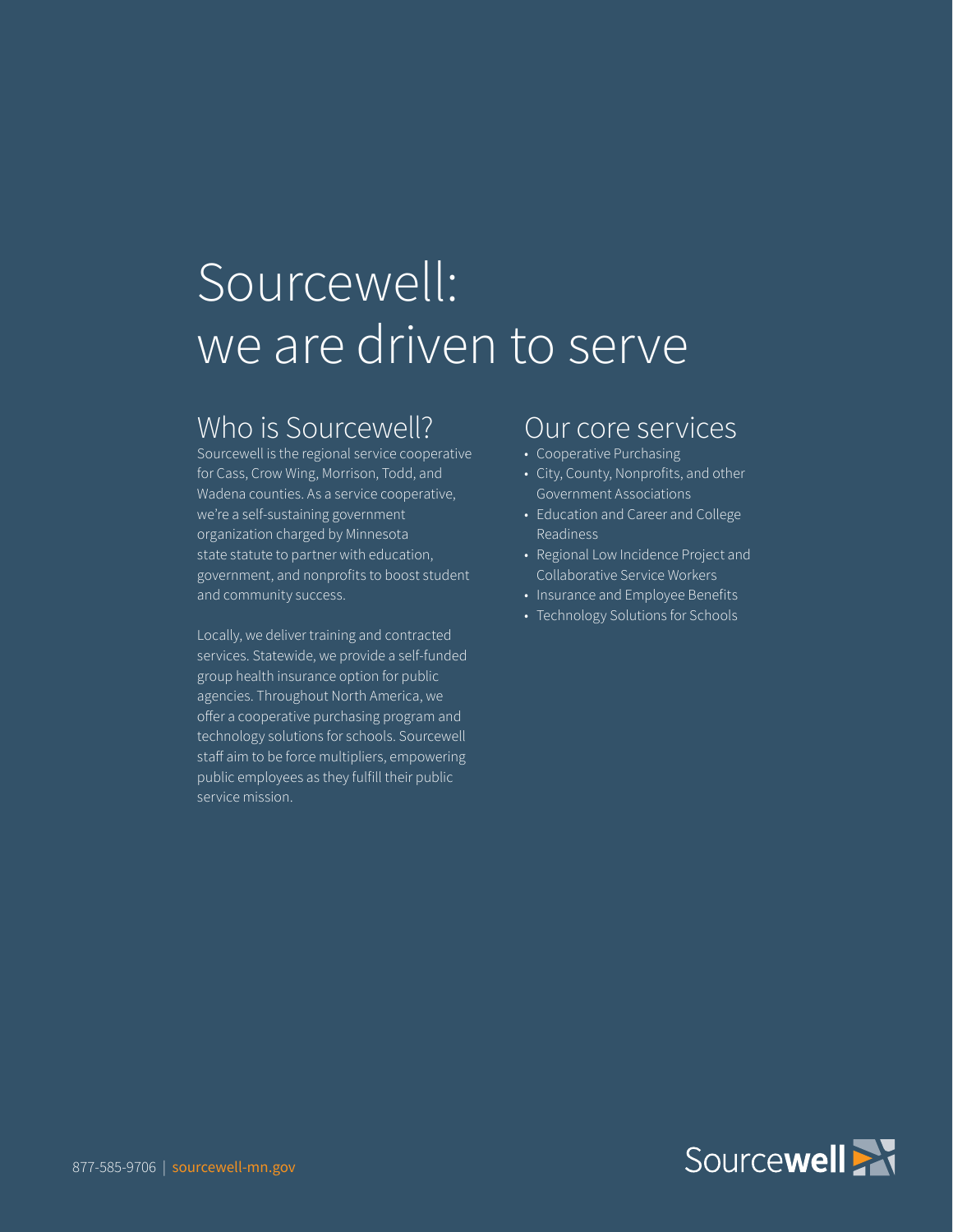# Sourcewell: we are driven to serve

## Who is Sourcewell?

Sourcewell is the regional service cooperative for Cass, Crow Wing, Morrison, Todd, and Wadena counties. As a service cooperative, we're a self-sustaining government organization charged by Minnesota state statute to partner with education, government, and nonprofits to boost student and community success.

Locally, we deliver training and contracted services. Statewide, we provide a self-funded group health insurance option for public agencies. Throughout North America, we offer a cooperative purchasing program and technology solutions for schools. Sourcewell staff aim to be force multipliers, empowering public employees as they fulfill their public service mission.

## Our core services

- Cooperative Purchasing
- City, County, Nonprofits, and other Government Associations
- Education and Career and College Readiness
- Regional Low Incidence Project and Collaborative Service Workers
- Insurance and Employee Benefits
- Technology Solutions for Schools

877-585-9706 | sourcewell-mn.gov

Sourcewell